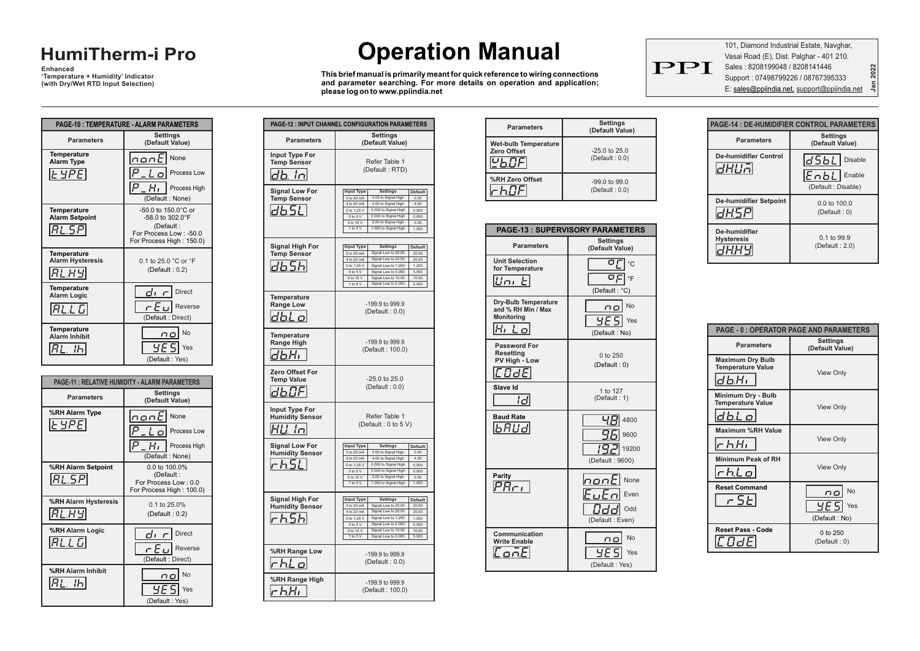# HumiTherm-i Pro

**Enhanced 'Temperature + Humidity' Indicator (with Dry/Wet RTD Input Selection)**

# Operation Manual

**This brief manual is primarily meant for quick reference to wiring connections and parameter searching. For more details on operation and application; please log on to www.ppiindia.net**

PPI

101, Diamond Industrial Estate, Navghar,
Vasai Road (E), Dist. Palghar - 401 210.
Sales : 8208199048 / 8208141446
Support : 07498799226 / 08767395333
E: sales@ppiindia.net, support@ppiindia.net

Jan 2022

### PAGE-10 : TEMPERATURE - ALARM PARAMETERS

| Parameters | Settings (Default Value) |
|---|---|
| Temperature Alarm Type (tYPE) | nonE None; P_Lo Process Low; P_Hi Process High (Default : None) |
| Temperature Alarm Setpoint (AL.SP) | -50.0 to 150.0°C or -58.0 to 302.0°F (Default : For Process Low : -50.0, For Process High : 150.0) |
| Temperature Alarm Hysteresis (AL.HY) | 0.1 to 25.0 °C or °F (Default : 0.2) |
| Temperature Alarm Logic (AL.LG) | dir Direct; rEu Reverse (Default : Direct) |
| Temperature Alarm Inhibit (AL.Ih) | no No; YES Yes (Default : Yes) |

### PAGE-11 : RELATIVE HUMIDITY - ALARM PARAMETERS

| Parameters | Settings (Default Value) |
|---|---|
| %RH Alarm Type (tYPE) | nonE None; P_Lo Process Low; P_Hi Process High (Default : None) |
| %RH Alarm Setpoint (AL.SP) | 0.0 to 100.0% (Default : For Process Low : 0.0, For Process High : 100.0) |
| %RH Alarm Hysteresis (AL.HY) | 0.1 to 25.0% (Default : 0.2) |
| %RH Alarm Logic (AL.LG) | dir Direct; rEu Reverse (Default : Direct) |
| %RH Alarm Inhibit (AL.Ih) | no No; YES Yes (Default : Yes) |

### PAGE-12 : INPUT CHANNEL CONFIGURATION PARAMETERS

| Parameters | Settings (Default Value) |
|---|---|
| Input Type For Temp Sensor (db.In) | Refer Table 1 (Default : RTD) |
| Signal Low For Temp Sensor (db.SL) | See table below |
| Signal High For Temp Sensor (db.Sh) | See table below |
| Temperature Range Low (db.Lo) | -199.9 to 999.9 (Default : 0.0) |
| Temperature Range High (db.Hi) | -199.9 to 999.9 (Default : 100.0) |
| Zero Offset For Temp Value (db.OF) | -25.0 to 25.0 (Default : 0.0) |
| Input Type For Humidity Sensor (HU.In) | Refer Table 1 (Default : 0 to 5 V) |
| Signal Low For Humidity Sensor (rh.SL) | See table below |
| Signal High For Humidity Sensor (rh.Sh) | See table below |
| %RH Range Low (rh.Lo) | -199.9 to 999.9 (Default : 0.0) |
| %RH Range High (rh.Hi) | -199.9 to 999.9 (Default : 100.0) |

Signal Low (Temp Sensor / Humidity Sensor):

| Input Type | Settings | Default |
|---|---|---|
| 0 to 20 mA | 0.00 to Signal High | 0.00 |
| 4 to 20 mA | 4.00 to Signal High | 4.00 |
| 0 to 1.25 V | 0.000 to Signal High | 0.000 |
| 0 to 5 V | 0.000 to Signal High | 0.000 |
| 0 to 10 V | 0.00 to Signal High | 0.00 |
| 1 to 5 V | 1.000 to Signal High | 1.000 |

Signal High (Temp Sensor / Humidity Sensor):

| Input Type | Settings | Default |
|---|---|---|
| 0 to 20 mA | Signal Low to 20.00 | 20.00 |
| 4 to 20 mA | Signal Low to 20.00 | 20.00 |
| 0 to 1.25 V | Signal Low to 1.250 | 1.250 |
| 0 to 5 V | Signal Low to 5.000 | 5.000 |
| 0 to 10 V | Signal Low to 10.00 | 10.00 |
| 1 to 5 V | Signal Low to 5.000 | 5.000 |

| Parameters | Settings (Default Value) |
|---|---|
| Wet-bulb Temperature Zero Offset (Wb.OF) | -25.0 to 25.0 (Default : 0.0) |
| %RH Zero Offset (rh.OF) | -99.0 to 99.0 (Default : 0.0) |

### PAGE-13 : SUPERVISORY PARAMETERS

| Parameters | Settings (Default Value) |
|---|---|
| Unit Selection for Temperature (Unit) | °C °C; °F °F (Default : °C) |
| Dry-Bulb Temperature and % RH Min / Max Monitoring (Hi Lo) | no No; YES Yes (Default : No) |
| Password For Resetting PV High - Low (CodE) | 0 to 250 (Default : 0) |
| Slave Id (Id) | 1 to 127 (Default : 1) |
| Baud Rate (bAUd) | 4.8 4800; 9.6 9600; 19.2 19200 (Default : 9600) |
| Parity (PAri) | nonE None; EvEn Even; Odd Odd (Default : Even) |
| Communication Write Enable (ConE) | no No; YES Yes (Default : Yes) |

### PAGE-14 : DE-HUMIDIFIER CONTROL PARAMETERS

| Parameters | Settings (Default Value) |
|---|---|
| De-humidifier Control (dHUn) | dSbL Disable; EnbL Enable (Default : Disable) |
| De-humidifier Setpoint (dH.SP) | 0.0 to 100.0 (Default : 0) |
| De-humidifier Hysteresis (dH.HY) | 0.1 to 99.9 (Default : 2.0) |

### PAGE - 0 : OPERATOR PAGE AND PARAMETERS

| Parameters | Settings (Default Value) |
|---|---|
| Maximum Dry Bulb Temperature Value (db.Hi) | View Only |
| Minimum Dry - Bulb Temperature Value (db.Lo) | View Only |
| Maximum %RH Value (rh.Hi) | View Only |
| Minimum Peak of RH (rh.Lo) | View Only |
| Reset Command (rSt) | no No; YES Yes (Default : No) |
| Reset Pass - Code (CodE) | 0 to 250 (Default : 0) |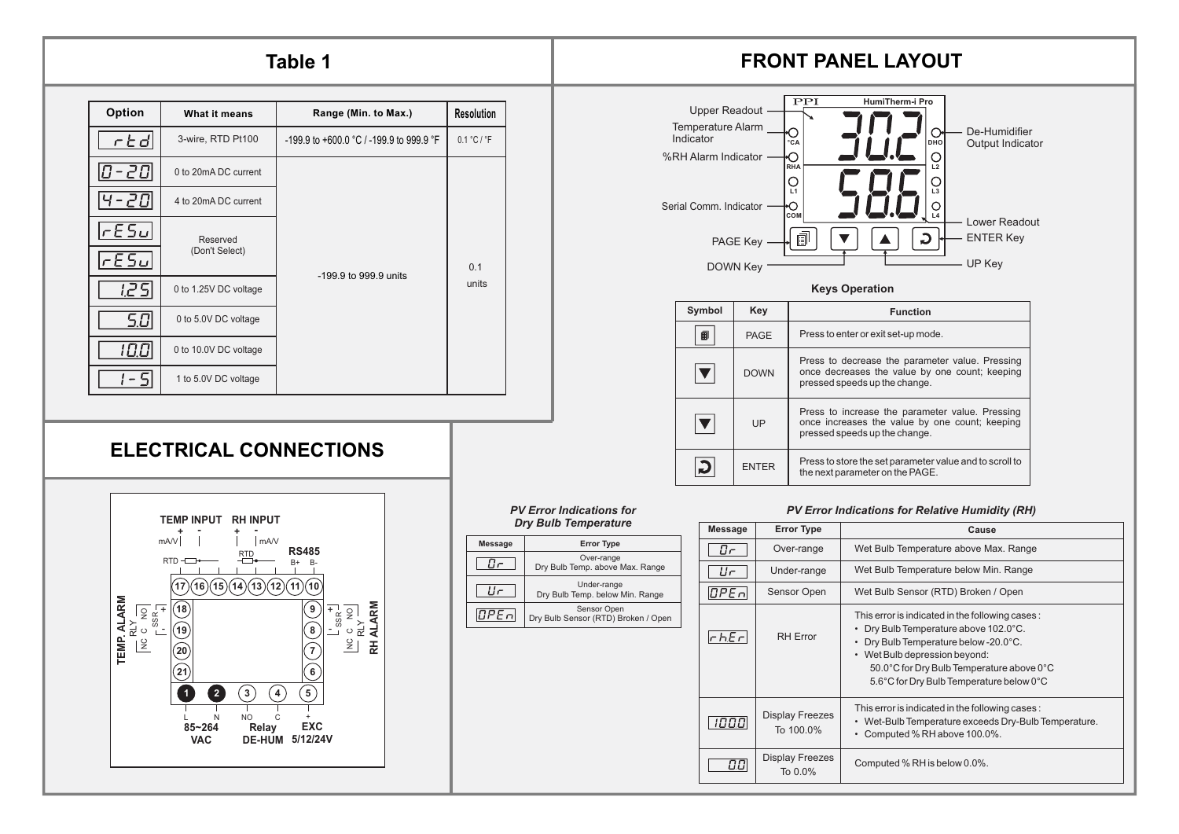## Table 1

| Option | What it means | Range (Min. to Max.) | Resolution |
|---|---|---|---|
| rtd | 3-wire, RTD Pt100 | -199.9 to +600.0 °C / -199.9 to 999.9 °F | 0.1 °C / °F |
| 0-20 | 0 to 20mA DC current | -199.9 to 999.9 units | 0.1 units |
| 4-20 | 4 to 20mA DC current | | |
| rESu | Reserved (Don't Select) | | |
| rESu | | | |
| 1.25 | 0 to 1.25V DC voltage | | |
| 5.0 | 0 to 5.0V DC voltage | | |
| 10.0 | 0 to 10.0V DC voltage | | |
| 1-5 | 1 to 5.0V DC voltage | | |

## FRONT PANEL LAYOUT

PPI HumiTherm-i Pro

Upper Readout
Temperature Alarm Indicator (°CA)
%RH Alarm Indicator (RHA)
L1
Serial Comm. Indicator (COM)
De-Humidifier Output Indicator (DHO)
L2
L3
L4
Lower Readout
PAGE Key
DOWN Key
UP Key
ENTER Key

### Keys Operation

| Symbol | Key | Function |
|---|---|---|
| ▤ | PAGE | Press to enter or exit set-up mode. |
| ▼ | DOWN | Press to decrease the parameter value. Pressing once decreases the value by one count; keeping pressed speeds up the change. |
| ▼ | UP | Press to increase the parameter value. Pressing once increases the value by one count; keeping pressed speeds up the change. |
| ↻ | ENTER | Press to store the set parameter value and to scroll to the next parameter on the PAGE. |

## ELECTRICAL CONNECTIONS

TEMP INPUT + - mA/V RTD
RH INPUT + - mA/V RTD
RS485 B+ B-
Terminals 17 16 15 14 13 12 11 10
TEMP. ALARM: RLY NC C NO / SSR - + (18, 19, 20, 21)
RH ALARM: SSR + - / RLY NC C NO (9, 8, 7, 6)
1 L, 2 N: 85~264 VAC
3 NO, 4 C: Relay DE-HUM
5 +: EXC 5/12/24V

### *PV Error Indications for Dry Bulb Temperature*

| Message | Error Type |
|---|---|
| Or | Over-range<br>Dry Bulb Temp. above Max. Range |
| Ur | Under-range<br>Dry Bulb Temp. below Min. Range |
| OPEn | Sensor Open<br>Dry Bulb Sensor (RTD) Broken / Open |

### *PV Error Indications for Relative Humidity (RH)*

| Message | Error Type | Cause |
|---|---|---|
| Or | Over-range | Wet Bulb Temperature above Max. Range |
| Ur | Under-range | Wet Bulb Temperature below Min. Range |
| OPEn | Sensor Open | Wet Bulb Sensor (RTD) Broken / Open |
| rhEr | RH Error | This error is indicated in the following cases :<br>• Dry Bulb Temperature above 102.0°C.<br>• Dry Bulb Temperature below -20.0°C.<br>• Wet Bulb depression beyond:<br>50.0°C for Dry Bulb Temperature above 0°C<br>5.6°C for Dry Bulb Temperature below 0°C |
| 1000 | Display Freezes To 100.0% | This error is indicated in the following cases :<br>• Wet-Bulb Temperature exceeds Dry-Bulb Temperature.<br>• Computed % RH above 100.0%. |
| 00 | Display Freezes To 0.0% | Computed % RH is below 0.0%. |